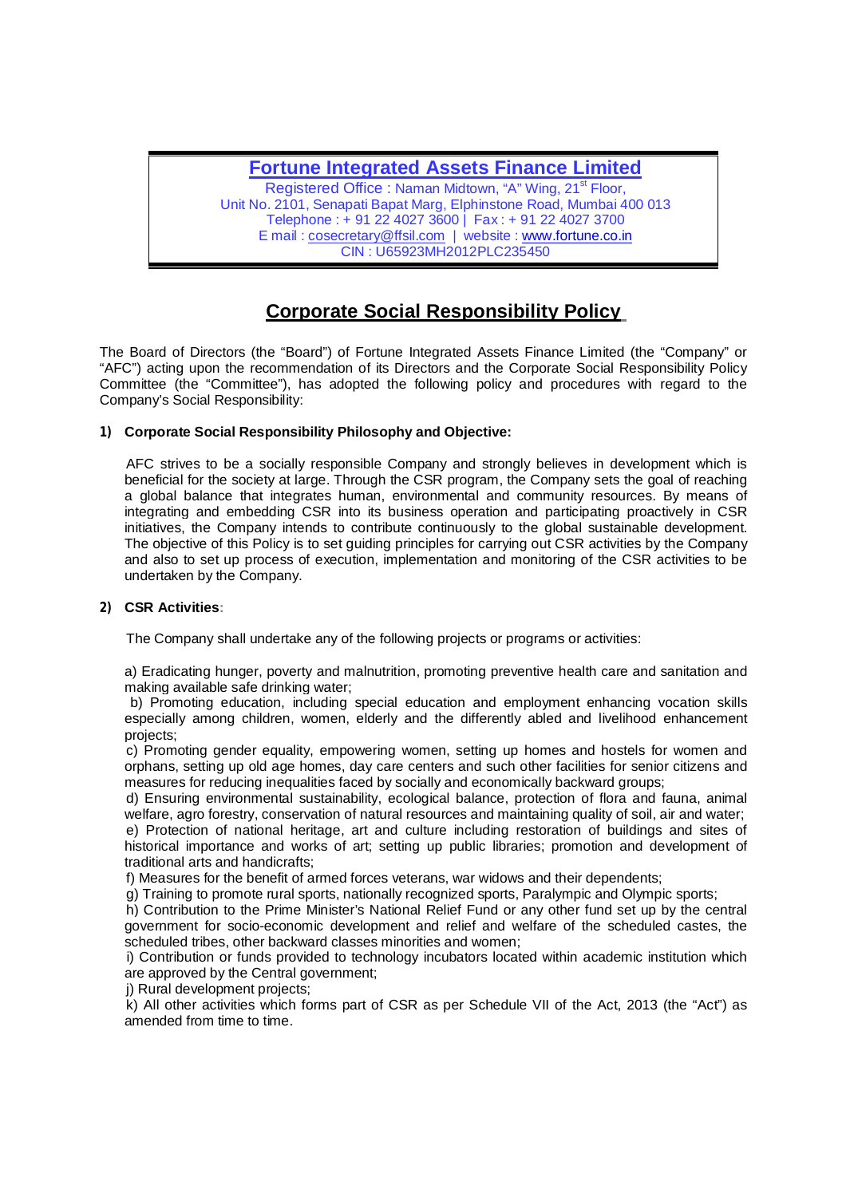# Fortune Integrated Assets Finance Limited

Registered Office : Naman Midtown, "A" Wing, 21st Floor,
Unit No. 2101, Senapati Bapat Marg, Elphinstone Road, Mumbai 400 013
Telephone : + 91 22 4027 3600 | Fax : + 91 22 4027 3700
E mail : cosecretary@ffsil.com | website : www.fortune.co.in
CIN : U65923MH2012PLC235450

## Corporate Social Responsibility Policy

The Board of Directors (the "Board") of Fortune Integrated Assets Finance Limited (the "Company" or "AFC") acting upon the recommendation of its Directors and the Corporate Social Responsibility Policy Committee (the "Committee"), has adopted the following policy and procedures with regard to the Company's Social Responsibility:

### 1) Corporate Social Responsibility Philosophy and Objective:

AFC strives to be a socially responsible Company and strongly believes in development which is beneficial for the society at large. Through the CSR program, the Company sets the goal of reaching a global balance that integrates human, environmental and community resources. By means of integrating and embedding CSR into its business operation and participating proactively in CSR initiatives, the Company intends to contribute continuously to the global sustainable development. The objective of this Policy is to set guiding principles for carrying out CSR activities by the Company and also to set up process of execution, implementation and monitoring of the CSR activities to be undertaken by the Company.

### 2) CSR Activities:

The Company shall undertake any of the following projects or programs or activities:

a) Eradicating hunger, poverty and malnutrition, promoting preventive health care and sanitation and making available safe drinking water;

b) Promoting education, including special education and employment enhancing vocation skills especially among children, women, elderly and the differently abled and livelihood enhancement projects;

c) Promoting gender equality, empowering women, setting up homes and hostels for women and orphans, setting up old age homes, day care centers and such other facilities for senior citizens and measures for reducing inequalities faced by socially and economically backward groups;

d) Ensuring environmental sustainability, ecological balance, protection of flora and fauna, animal welfare, agro forestry, conservation of natural resources and maintaining quality of soil, air and water;

e) Protection of national heritage, art and culture including restoration of buildings and sites of historical importance and works of art; setting up public libraries; promotion and development of traditional arts and handicrafts;

f) Measures for the benefit of armed forces veterans, war widows and their dependents;

g) Training to promote rural sports, nationally recognized sports, Paralympic and Olympic sports;

h) Contribution to the Prime Minister's National Relief Fund or any other fund set up by the central government for socio-economic development and relief and welfare of the scheduled castes, the scheduled tribes, other backward classes minorities and women;

i) Contribution or funds provided to technology incubators located within academic institution which are approved by the Central government;

j) Rural development projects;

k) All other activities which forms part of CSR as per Schedule VII of the Act, 2013 (the "Act") as amended from time to time.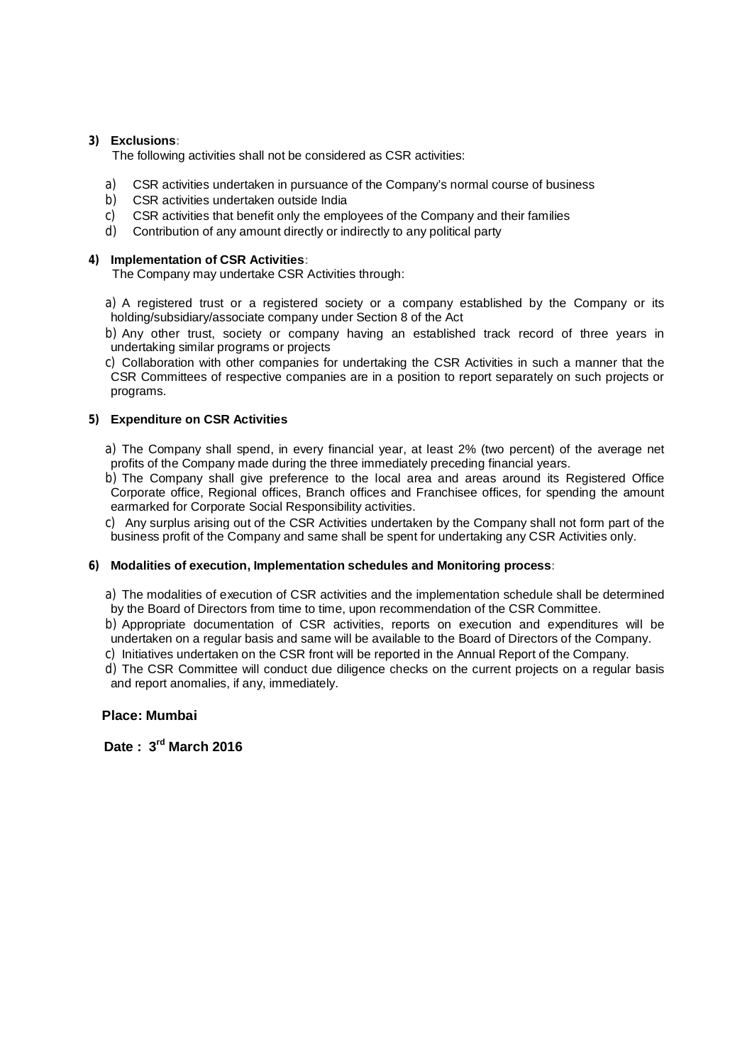**3) Exclusions:**

The following activities shall not be considered as CSR activities:

a) CSR activities undertaken in pursuance of the Company's normal course of business
b) CSR activities undertaken outside India
c) CSR activities that benefit only the employees of the Company and their families
d) Contribution of any amount directly or indirectly to any political party

**4) Implementation of CSR Activities:**

The Company may undertake CSR Activities through:

a) A registered trust or a registered society or a company established by the Company or its holding/subsidiary/associate company under Section 8 of the Act
b) Any other trust, society or company having an established track record of three years in undertaking similar programs or projects
c) Collaboration with other companies for undertaking the CSR Activities in such a manner that the CSR Committees of respective companies are in a position to report separately on such projects or programs.

**5) Expenditure on CSR Activities**

a) The Company shall spend, in every financial year, at least 2% (two percent) of the average net profits of the Company made during the three immediately preceding financial years.
b) The Company shall give preference to the local area and areas around its Registered Office Corporate office, Regional offices, Branch offices and Franchisee offices, for spending the amount earmarked for Corporate Social Responsibility activities.
c) Any surplus arising out of the CSR Activities undertaken by the Company shall not form part of the business profit of the Company and same shall be spent for undertaking any CSR Activities only.

**6) Modalities of execution, Implementation schedules and Monitoring process:**

a) The modalities of execution of CSR activities and the implementation schedule shall be determined by the Board of Directors from time to time, upon recommendation of the CSR Committee.
b) Appropriate documentation of CSR activities, reports on execution and expenditures will be undertaken on a regular basis and same will be available to the Board of Directors of the Company.
c) Initiatives undertaken on the CSR front will be reported in the Annual Report of the Company.
d) The CSR Committee will conduct due diligence checks on the current projects on a regular basis and report anomalies, if any, immediately.

**Place: Mumbai**

**Date : 3rd March 2016**